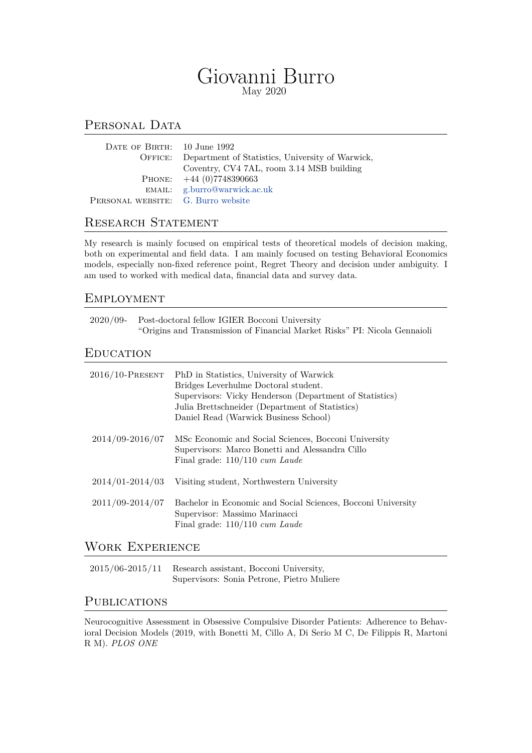# Giovanni Burro

May 2020

## Personal Data

| | |
|---|---|
| Date of Birth: | 10 June 1992 |
| Office: | Department of Statistics, University of Warwick, Coventry, CV4 7AL, room 3.14 MSB building |
| Phone: | +44 (0)7748390663 |
| email: | g.burro@warwick.ac.uk |
| Personal website: | G. Burro website |

## Research Statement

My research is mainly focused on empirical tests of theoretical models of decision making, both on experimental and field data. I am mainly focused on testing Behavioral Economics models, especially non-fixed reference point, Regret Theory and decision under ambiguity. I am used to worked with medical data, financial data and survey data.

## Employment

2020/09- Post-doctoral fellow IGIER Bocconi University
"Origins and Transmission of Financial Market Risks" PI: Nicola Gennaioli

## Education

**2016/10-Present** PhD in Statistics, University of Warwick
Bridges Leverhulme Doctoral student.
Supervisors: Vicky Henderson (Department of Statistics)
Julia Brettschneider (Department of Statistics)
Daniel Read (Warwick Business School)

**2014/09-2016/07** MSc Economic and Social Sciences, Bocconi University
Supervisors: Marco Bonetti and Alessandra Cillo
Final grade: 110/110 *cum Laude*

**2014/01-2014/03** Visiting student, Northwestern University

**2011/09-2014/07** Bachelor in Economic and Social Sciences, Bocconi University
Supervisor: Massimo Marinacci
Final grade: 110/110 *cum Laude*

## Work Experience

**2015/06-2015/11** Research assistant, Bocconi University,
Supervisors: Sonia Petrone, Pietro Muliere

## Publications

Neurocognitive Assessment in Obsessive Compulsive Disorder Patients: Adherence to Behavioral Decision Models (2019, with Bonetti M, Cillo A, Di Serio M C, De Filippis R, Martoni R M). *PLOS ONE*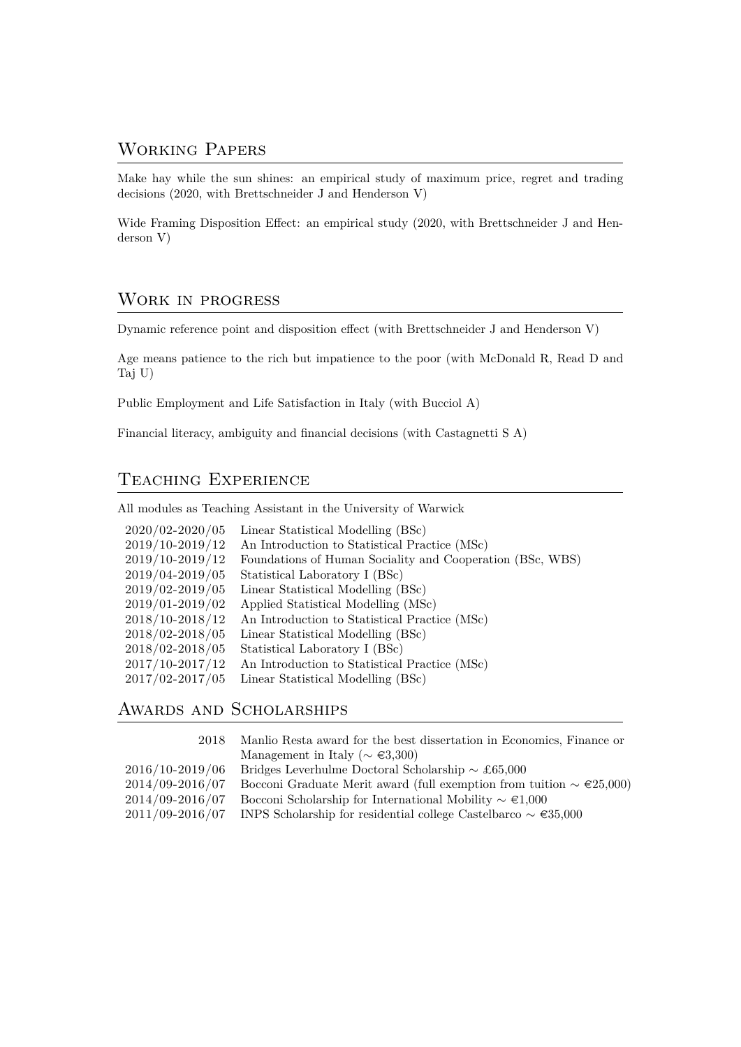## Working Papers

Make hay while the sun shines: an empirical study of maximum price, regret and trading decisions (2020, with Brettschneider J and Henderson V)

Wide Framing Disposition Effect: an empirical study (2020, with Brettschneider J and Henderson V)

## Work in progress

Dynamic reference point and disposition effect (with Brettschneider J and Henderson V)

Age means patience to the rich but impatience to the poor (with McDonald R, Read D and Taj U)

Public Employment and Life Satisfaction in Italy (with Bucciol A)

Financial literacy, ambiguity and financial decisions (with Castagnetti S A)

## Teaching Experience

All modules as Teaching Assistant in the University of Warwick

| | |
|---|---|
| 2020/02-2020/05 | Linear Statistical Modelling (BSc) |
| 2019/10-2019/12 | An Introduction to Statistical Practice (MSc) |
| 2019/10-2019/12 | Foundations of Human Sociality and Cooperation (BSc, WBS) |
| 2019/04-2019/05 | Statistical Laboratory I (BSc) |
| 2019/02-2019/05 | Linear Statistical Modelling (BSc) |
| 2019/01-2019/02 | Applied Statistical Modelling (MSc) |
| 2018/10-2018/12 | An Introduction to Statistical Practice (MSc) |
| 2018/02-2018/05 | Linear Statistical Modelling (BSc) |
| 2018/02-2018/05 | Statistical Laboratory I (BSc) |
| 2017/10-2017/12 | An Introduction to Statistical Practice (MSc) |
| 2017/02-2017/05 | Linear Statistical Modelling (BSc) |

## Awards and Scholarships

| | |
|---|---|
| 2018 | Manlio Resta award for the best dissertation in Economics, Finance or Management in Italy ($\sim$ €3,300) |
| 2016/10-2019/06 | Bridges Leverhulme Doctoral Scholarship $\sim$ £65,000 |
| 2014/09-2016/07 | Bocconi Graduate Merit award (full exemption from tuition $\sim$ €25,000) |
| 2014/09-2016/07 | Bocconi Scholarship for International Mobility $\sim$ €1,000 |
| 2011/09-2016/07 | INPS Scholarship for residential college Castelbarco $\sim$ €35,000 |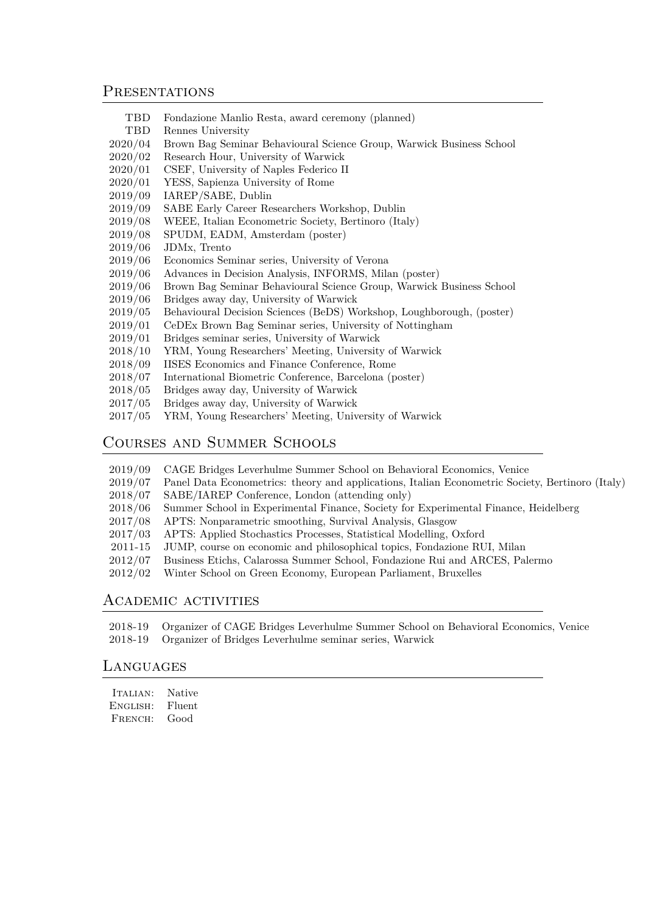## Presentations

| | |
|---|---|
| TBD | Fondazione Manlio Resta, award ceremony (planned) |
| TBD | Rennes University |
| 2020/04 | Brown Bag Seminar Behavioural Science Group, Warwick Business School |
| 2020/02 | Research Hour, University of Warwick |
| 2020/01 | CSEF, University of Naples Federico II |
| 2020/01 | YESS, Sapienza University of Rome |
| 2019/09 | IAREP/SABE, Dublin |
| 2019/09 | SABE Early Career Researchers Workshop, Dublin |
| 2019/08 | WEEE, Italian Econometric Society, Bertinoro (Italy) |
| 2019/08 | SPUDM, EADM, Amsterdam (poster) |
| 2019/06 | JDMx, Trento |
| 2019/06 | Economics Seminar series, University of Verona |
| 2019/06 | Advances in Decision Analysis, INFORMS, Milan (poster) |
| 2019/06 | Brown Bag Seminar Behavioural Science Group, Warwick Business School |
| 2019/06 | Bridges away day, University of Warwick |
| 2019/05 | Behavioural Decision Sciences (BeDS) Workshop, Loughborough, (poster) |
| 2019/01 | CeDEx Brown Bag Seminar series, University of Nottingham |
| 2019/01 | Bridges seminar series, University of Warwick |
| 2018/10 | YRM, Young Researchers' Meeting, University of Warwick |
| 2018/09 | IISES Economics and Finance Conference, Rome |
| 2018/07 | International Biometric Conference, Barcelona (poster) |
| 2018/05 | Bridges away day, University of Warwick |
| 2017/05 | Bridges away day, University of Warwick |
| 2017/05 | YRM, Young Researchers' Meeting, University of Warwick |

## Courses and Summer Schools

| | |
|---|---|
| 2019/09 | CAGE Bridges Leverhulme Summer School on Behavioral Economics, Venice |
| 2019/07 | Panel Data Econometrics: theory and applications, Italian Econometric Society, Bertinoro (Italy) |
| 2018/07 | SABE/IAREP Conference, London (attending only) |
| 2018/06 | Summer School in Experimental Finance, Society for Experimental Finance, Heidelberg |
| 2017/08 | APTS: Nonparametric smoothing, Survival Analysis, Glasgow |
| 2017/03 | APTS: Applied Stochastics Processes, Statistical Modelling, Oxford |
| 2011-15 | JUMP, course on economic and philosophical topics, Fondazione RUI, Milan |
| 2012/07 | Business Etichs, Calarossa Summer School, Fondazione Rui and ARCES, Palermo |
| 2012/02 | Winter School on Green Economy, European Parliament, Bruxelles |

## Academic activities

| | |
|---|---|
| 2018-19 | Organizer of CAGE Bridges Leverhulme Summer School on Behavioral Economics, Venice |
| 2018-19 | Organizer of Bridges Leverhulme seminar series, Warwick |

## Languages

| | |
|---|---|
| Italian: | Native |
| English: | Fluent |
| French: | Good |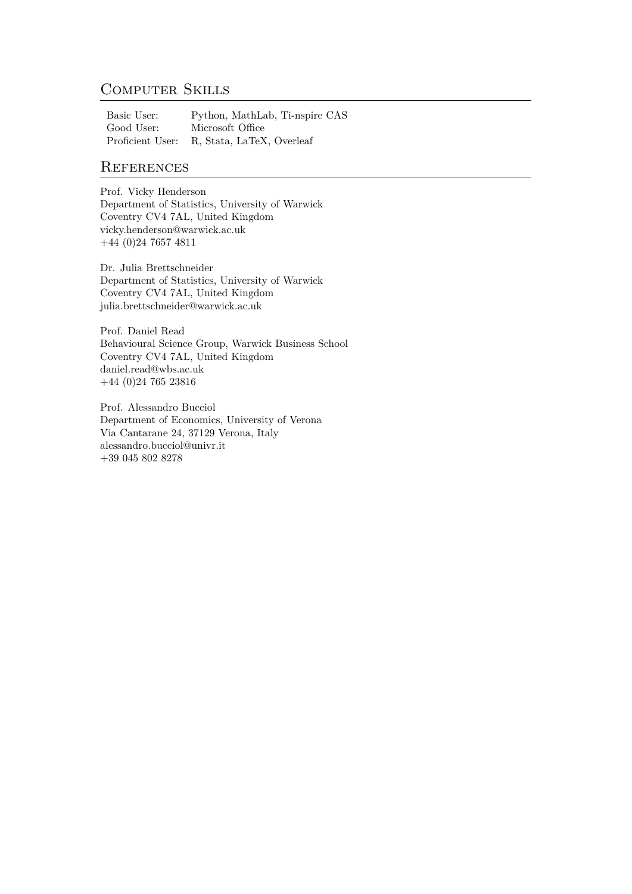## Computer Skills

| | |
|---|---|
| Basic User: | Python, MathLab, Ti-nspire CAS |
| Good User: | Microsoft Office |
| Proficient User: | R, Stata, LaTeX, Overleaf |

## References

Prof. Vicky Henderson
Department of Statistics, University of Warwick
Coventry CV4 7AL, United Kingdom
vicky.henderson@warwick.ac.uk
+44 (0)24 7657 4811

Dr. Julia Brettschneider
Department of Statistics, University of Warwick
Coventry CV4 7AL, United Kingdom
julia.brettschneider@warwick.ac.uk

Prof. Daniel Read
Behavioural Science Group, Warwick Business School
Coventry CV4 7AL, United Kingdom
daniel.read@wbs.ac.uk
+44 (0)24 765 23816

Prof. Alessandro Bucciol
Department of Economics, University of Verona
Via Cantarane 24, 37129 Verona, Italy
alessandro.bucciol@univr.it
+39 045 802 8278